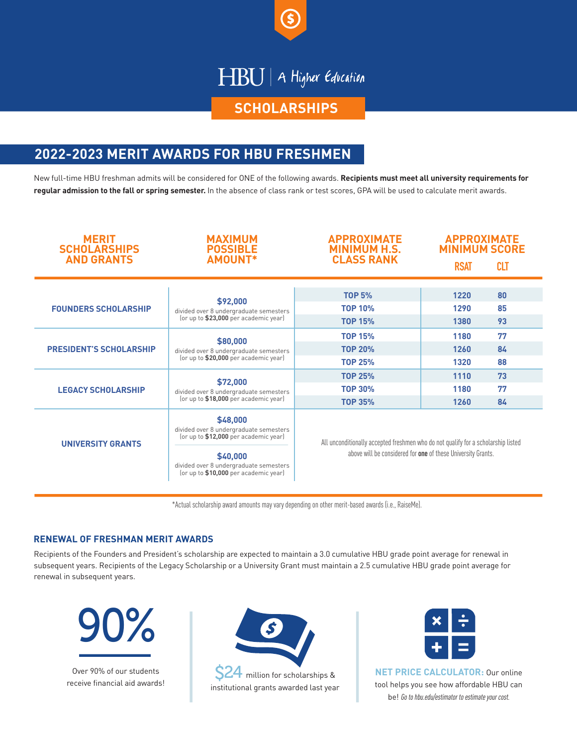HBU | A Higher Education

# SCHOLARSHIPS

## 2022-2023 MERIT AWARDS FOR HBU FRESHMEN

New full-time HBU freshman admits will be considered for ONE of the following awards. **Recipients must meet all university requirements for regular admission to the fall or spring semester.** In the absence of class rank or test scores, GPA will be used to calculate merit awards.

| MERIT SCHOLARSHIPS AND GRANTS | MAXIMUM POSSIBLE AMOUNT* | APPROXIMATE MINIMUM H.S. CLASS RANK | APPROXIMATE MINIMUM SCORE RSAT | APPROXIMATE MINIMUM SCORE CLT |
|---|---|---|---|---|
| FOUNDERS SCHOLARSHIP | **$92,000** divided over 8 undergraduate semesters (or up to **$23,000** per academic year) | TOP 5% | 1220 | 80 |
| | | TOP 10% | 1290 | 85 |
| | | TOP 15% | 1380 | 93 |
| PRESIDENT'S SCHOLARSHIP | **$80,000** divided over 8 undergraduate semesters (or up to **$20,000** per academic year) | TOP 15% | 1180 | 77 |
| | | TOP 20% | 1260 | 84 |
| | | TOP 25% | 1320 | 88 |
| LEGACY SCHOLARSHIP | **$72,000** divided over 8 undergraduate semesters (or up to **$18,000** per academic year) | TOP 25% | 1110 | 73 |
| | | TOP 30% | 1180 | 77 |
| | | TOP 35% | 1260 | 84 |
| UNIVERSITY GRANTS | **$48,000** divided over 8 undergraduate semesters (or up to **$12,000** per academic year); **$40,000** divided over 8 undergraduate semesters (or up to **$10,000** per academic year) | All unconditionally accepted freshmen who do not qualify for a scholarship listed above will be considered for **one** of these University Grants. | | |

*Actual scholarship award amounts may vary depending on other merit-based awards (i.e., RaiseMe).

### RENEWAL OF FRESHMAN MERIT AWARDS

Recipients of the Founders and President's scholarship are expected to maintain a 3.0 cumulative HBU grade point average for renewal in subsequent years. Recipients of the Legacy Scholarship or a University Grant must maintain a 2.5 cumulative HBU grade point average for renewal in subsequent years.

90%

Over 90% of our students receive financial aid awards!

$24 million for scholarships & institutional grants awarded last year

**NET PRICE CALCULATOR:** Our online tool helps you see how affordable HBU can be! *Go to hbu.edu/estimator to estimate your cost.*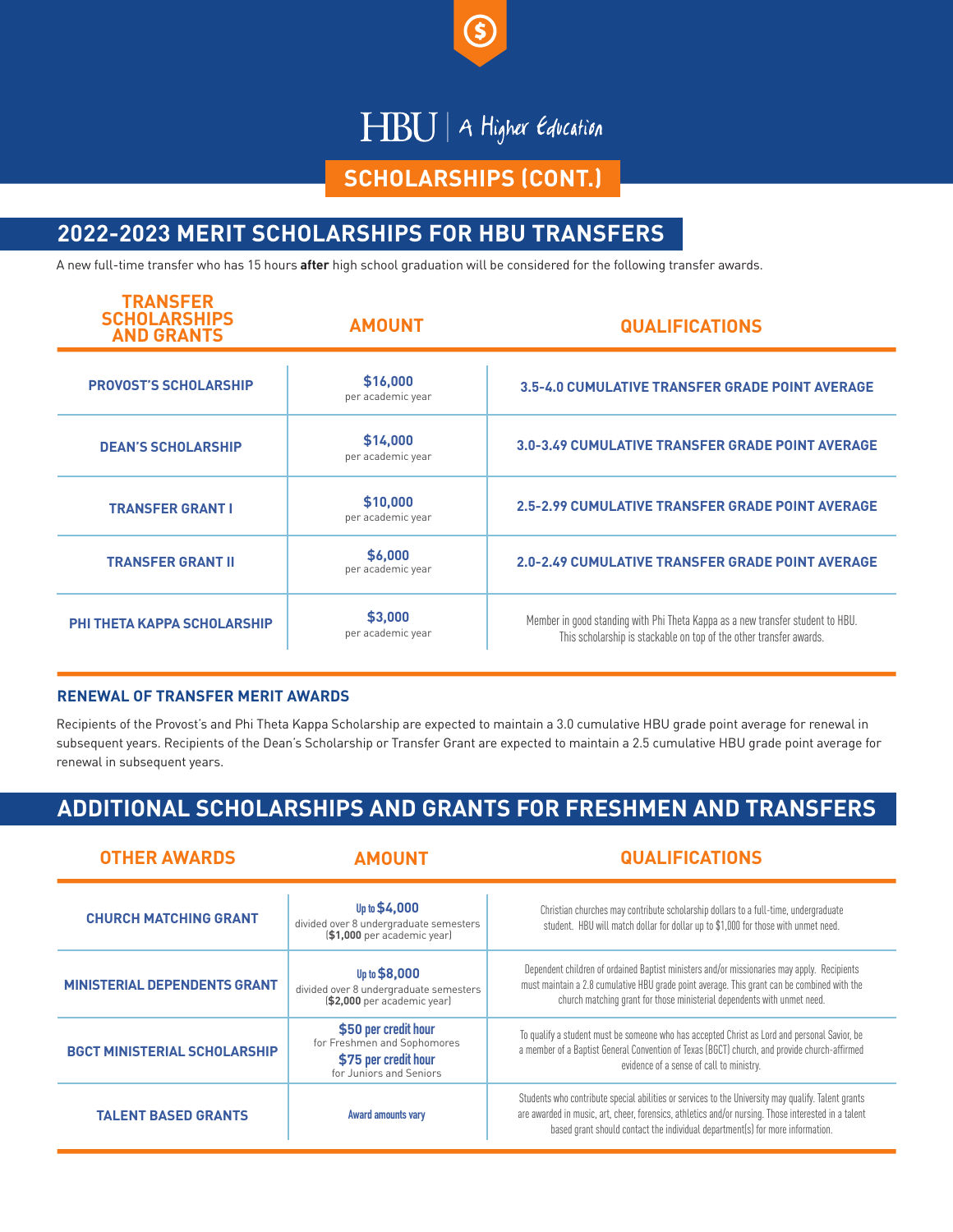HBU | A Higher Education

# SCHOLARSHIPS (CONT.)

## 2022-2023 MERIT SCHOLARSHIPS FOR HBU TRANSFERS

A new full-time transfer who has 15 hours **after** high school graduation will be considered for the following transfer awards.

| TRANSFER SCHOLARSHIPS AND GRANTS | AMOUNT | QUALIFICATIONS |
|---|---|---|
| PROVOST'S SCHOLARSHIP | **$16,000** per academic year | 3.5-4.0 CUMULATIVE TRANSFER GRADE POINT AVERAGE |
| DEAN'S SCHOLARSHIP | **$14,000** per academic year | 3.0-3.49 CUMULATIVE TRANSFER GRADE POINT AVERAGE |
| TRANSFER GRANT I | **$10,000** per academic year | 2.5-2.99 CUMULATIVE TRANSFER GRADE POINT AVERAGE |
| TRANSFER GRANT II | **$6,000** per academic year | 2.0-2.49 CUMULATIVE TRANSFER GRADE POINT AVERAGE |
| PHI THETA KAPPA SCHOLARSHIP | **$3,000** per academic year | Member in good standing with Phi Theta Kappa as a new transfer student to HBU. This scholarship is stackable on top of the other transfer awards. |

### RENEWAL OF TRANSFER MERIT AWARDS

Recipients of the Provost's and Phi Theta Kappa Scholarship are expected to maintain a 3.0 cumulative HBU grade point average for renewal in subsequent years. Recipients of the Dean's Scholarship or Transfer Grant are expected to maintain a 2.5 cumulative HBU grade point average for renewal in subsequent years.

## ADDITIONAL SCHOLARSHIPS AND GRANTS FOR FRESHMEN AND TRANSFERS

| OTHER AWARDS | AMOUNT | QUALIFICATIONS |
|---|---|---|
| CHURCH MATCHING GRANT | Up to **$4,000** divided over 8 undergraduate semesters (**$1,000** per academic year) | Christian churches may contribute scholarship dollars to a full-time, undergraduate student. HBU will match dollar for dollar up to $1,000 for those with unmet need. |
| MINISTERIAL DEPENDENTS GRANT | Up to **$8,000** divided over 8 undergraduate semesters (**$2,000** per academic year) | Dependent children of ordained Baptist ministers and/or missionaries may apply. Recipients must maintain a 2.8 cumulative HBU grade point average. This grant can be combined with the church matching grant for those ministerial dependents with unmet need. |
| BGCT MINISTERIAL SCHOLARSHIP | **$50 per credit hour** for Freshmen and Sophomores **$75 per credit hour** for Juniors and Seniors | To qualify a student must be someone who has accepted Christ as Lord and personal Savior, be a member of a Baptist General Convention of Texas (BGCT) church, and provide church-affirmed evidence of a sense of call to ministry. |
| TALENT BASED GRANTS | Award amounts vary | Students who contribute special abilities or services to the University may qualify. Talent grants are awarded in music, art, cheer, forensics, athletics and/or nursing. Those interested in a talent based grant should contact the individual department(s) for more information. |